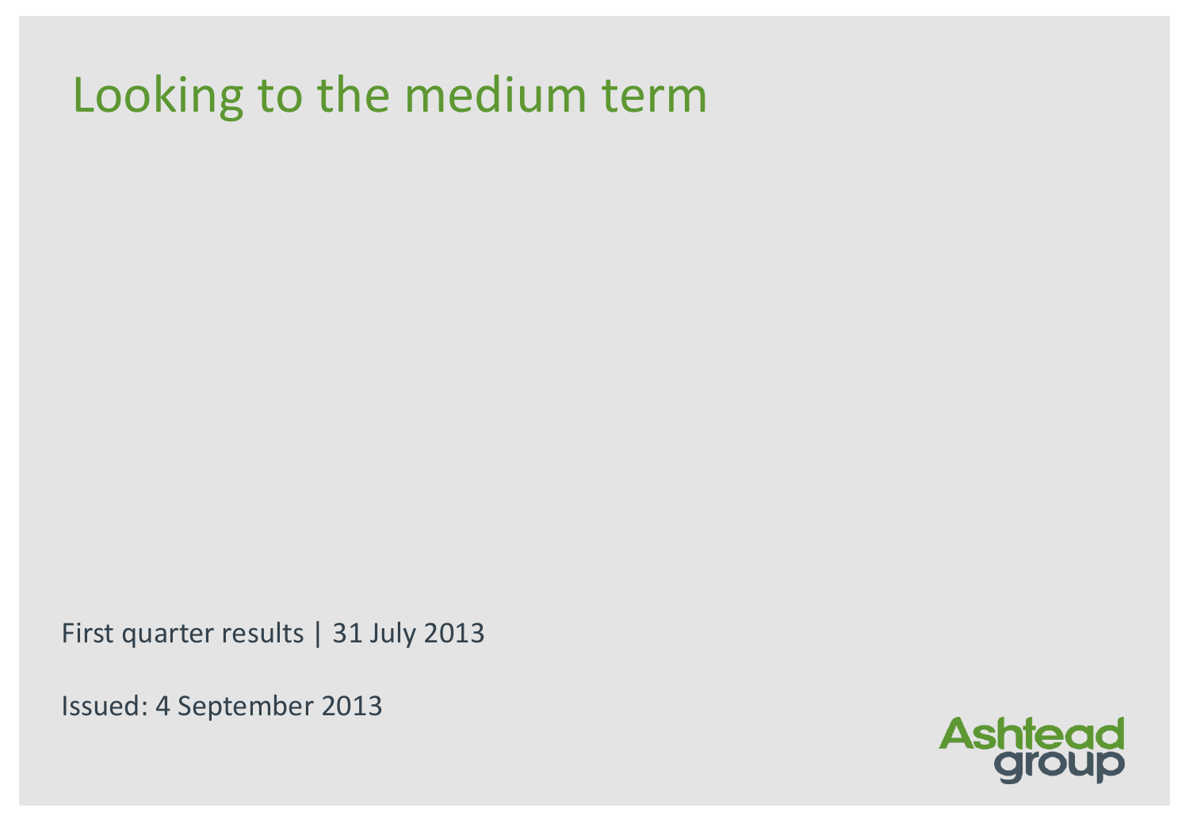# Looking to the medium term

First quarter results | 31 July 2013

Issued: 4 September 2013

Ashtead group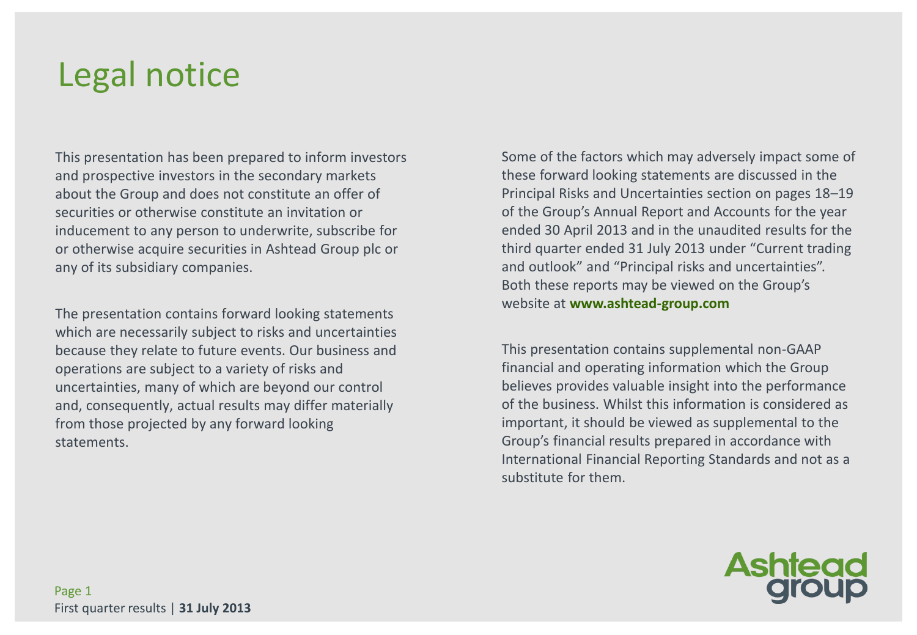# Legal notice

This presentation has been prepared to inform investors and prospective investors in the secondary markets about the Group and does not constitute an offer of securities or otherwise constitute an invitation or inducement to any person to underwrite, subscribe for or otherwise acquire securities in Ashtead Group plc or any of its subsidiary companies.

The presentation contains forward looking statements which are necessarily subject to risks and uncertainties because they relate to future events. Our business and operations are subject to a variety of risks and uncertainties, many of which are beyond our control and, consequently, actual results may differ materially from those projected by any forward looking statements.

Some of the factors which may adversely impact some of these forward looking statements are discussed in the Principal Risks and Uncertainties section on pages 18–19 of the Group's Annual Report and Accounts for the year ended 30 April 2013 and in the unaudited results for the third quarter ended 31 July 2013 under "Current trading and outlook" and "Principal risks and uncertainties". Both these reports may be viewed on the Group's website at **www.ashtead-group.com**

This presentation contains supplemental non-GAAP financial and operating information which the Group believes provides valuable insight into the performance of the business. Whilst this information is considered as important, it should be viewed as supplemental to the Group's financial results prepared in accordance with International Financial Reporting Standards and not as a substitute for them.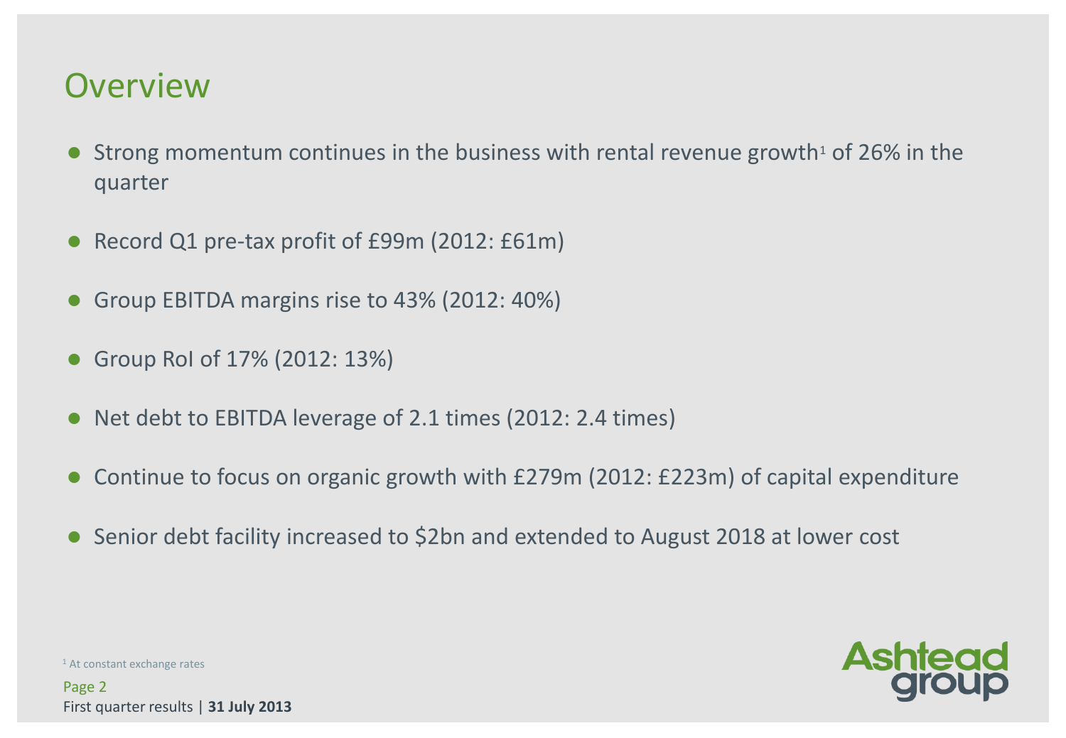# Overview

- Strong momentum continues in the business with rental revenue growth[1] of 26% in the quarter
- Record Q1 pre-tax profit of £99m (2012: £61m)
- Group EBITDA margins rise to 43% (2012: 40%)
- Group RoI of 17% (2012: 13%)
- Net debt to EBITDA leverage of 2.1 times (2012: 2.4 times)
- Continue to focus on organic growth with £279m (2012: £223m) of capital expenditure
- Senior debt facility increased to $2bn and extended to August 2018 at lower cost

[1] At constant exchange rates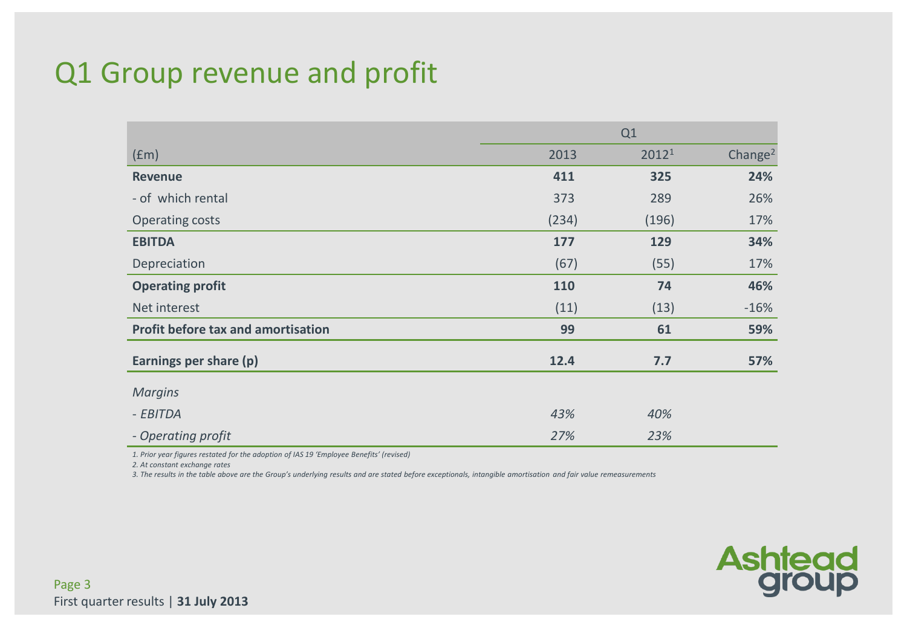# Q1 Group revenue and profit

| (£m) | Q1 | | |
|---|---|---|---|
| | 2013 | 2012[1] | Change[2] |
| **Revenue** | **411** | **325** | **24%** |
| - of which rental | 373 | 289 | 26% |
| Operating costs | (234) | (196) | 17% |
| **EBITDA** | **177** | **129** | **34%** |
| Depreciation | (67) | (55) | 17% |
| **Operating profit** | **110** | **74** | **46%** |
| Net interest | (11) | (13) | -16% |
| **Profit before tax and amortisation** | **99** | **61** | **59%** |
| **Earnings per share (p)** | **12.4** | **7.7** | **57%** |
| *Margins* | | | |
| *- EBITDA* | *43%* | *40%* | |
| *- Operating profit* | *27%* | *23%* | |

*1. Prior year figures restated for the adoption of IAS 19 'Employee Benefits' (revised)*

*2. At constant exchange rates*

*3. The results in the table above are the Group's underlying results and are stated before exceptionals, intangible amortisation and fair value remeasurements*

First quarter results | **31 July 2013**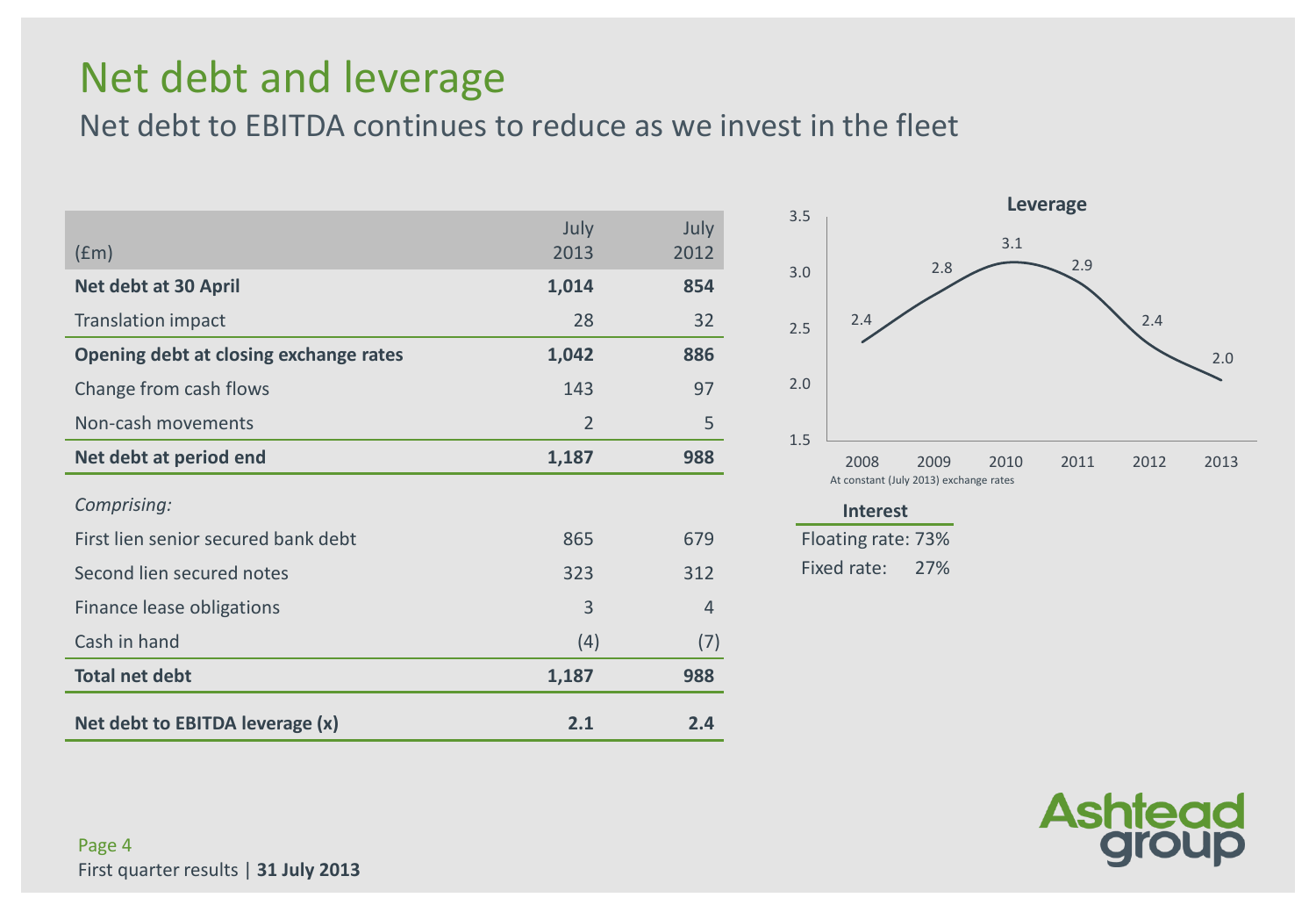# Net debt and leverage

## Net debt to EBITDA continues to reduce as we invest in the fleet

| (£m) | July 2013 | July 2012 |
|---|---|---|
| **Net debt at 30 April** | **1,014** | **854** |
| Translation impact | 28 | 32 |
| **Opening debt at closing exchange rates** | **1,042** | **886** |
| Change from cash flows | 143 | 97 |
| Non-cash movements | 2 | 5 |
| **Net debt at period end** | **1,187** | **988** |
| *Comprising:* | | |
| First lien senior secured bank debt | 865 | 679 |
| Second lien secured notes | 323 | 312 |
| Finance lease obligations | 3 | 4 |
| Cash in hand | (4) | (7) |
| **Total net debt** | **1,187** | **988** |
| **Net debt to EBITDA leverage (x)** | **2.1** | **2.4** |

**Leverage**

| Year | 2008 | 2009 | 2010 | 2011 | 2012 | 2013 |
|---|---|---|---|---|---|---|
| Leverage | 2.4 | 2.8 | 3.1 | 2.9 | 2.4 | 2.0 |

At constant (July 2013) exchange rates

**Interest**

Floating rate: 73%

Fixed rate: 27%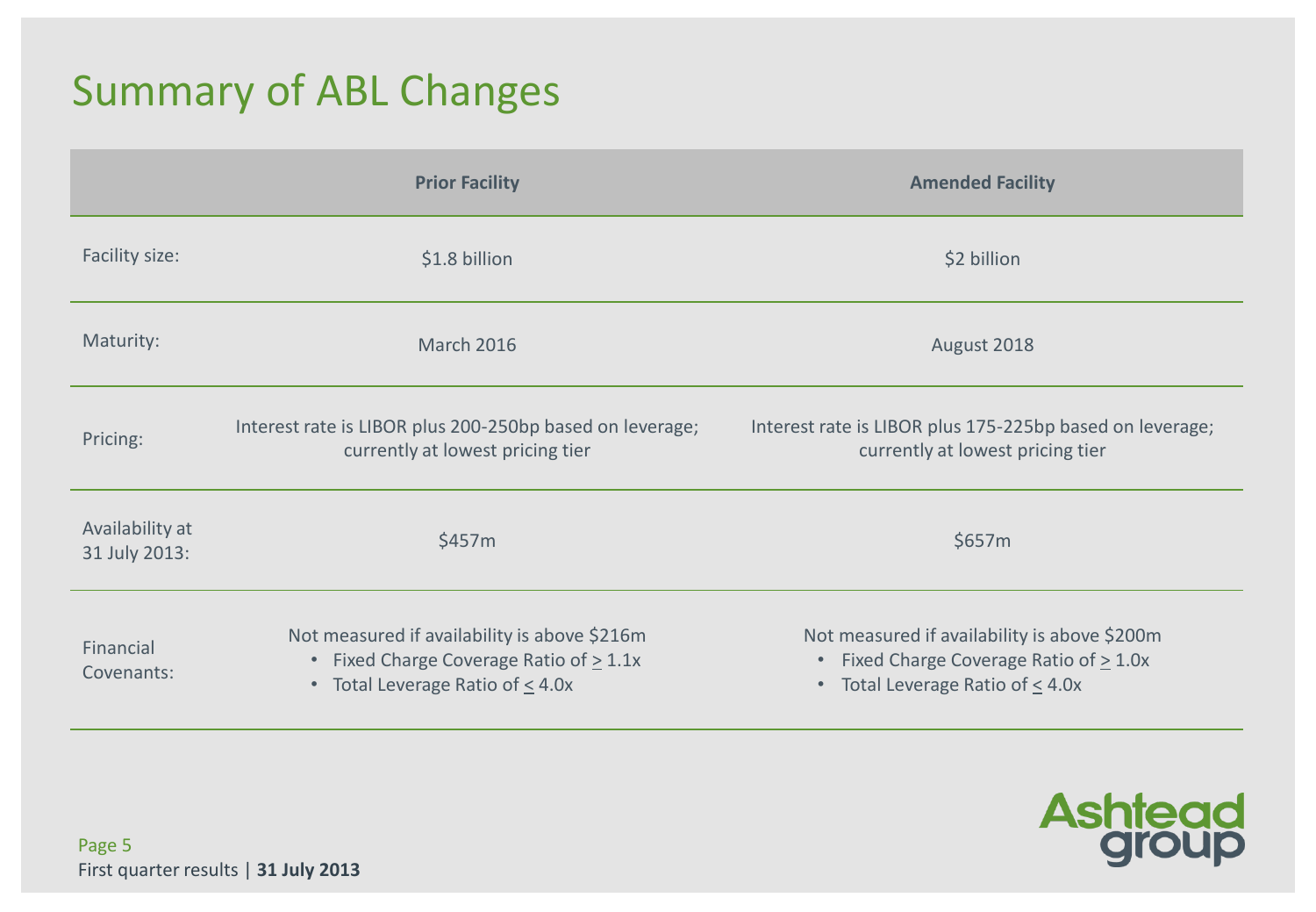# Summary of ABL Changes

| | Prior Facility | Amended Facility |
|---|---|---|
| Facility size: | $1.8 billion | $2 billion |
| Maturity: | March 2016 | August 2018 |
| Pricing: | Interest rate is LIBOR plus 200-250bp based on leverage; currently at lowest pricing tier | Interest rate is LIBOR plus 175-225bp based on leverage; currently at lowest pricing tier |
| Availability at 31 July 2013: | $457m | $657m |
| Financial Covenants: | Not measured if availability is above $216m<br>• Fixed Charge Coverage Ratio of $\geq$ 1.1x<br>• Total Leverage Ratio of $\leq$ 4.0x | Not measured if availability is above $200m<br>• Fixed Charge Coverage Ratio of $\geq$ 1.0x<br>• Total Leverage Ratio of $\leq$ 4.0x |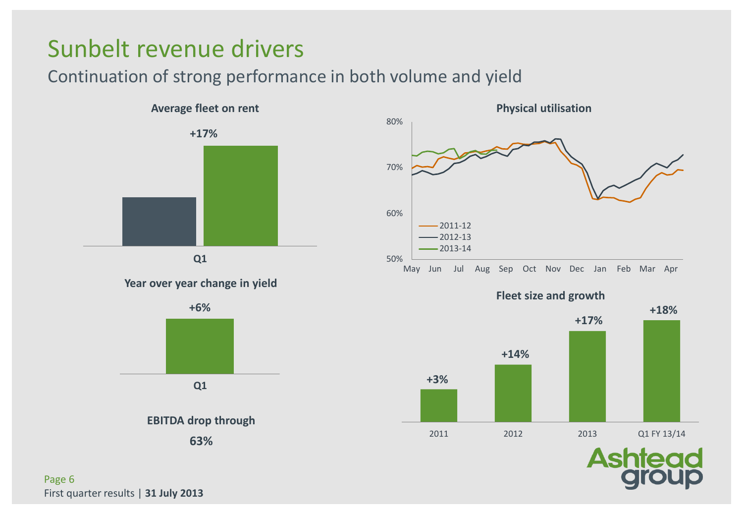# Sunbelt revenue drivers

## Continuation of strong performance in both volume and yield

**Average fleet on rent**

**+17%**

**Q1**

**Year over year change in yield**

**+6%**

**Q1**

**EBITDA drop through**

**63%**

**Physical utilisation**

80%

70%

60%

50%

May Jun Jul Aug Sep Oct Nov Dec Jan Feb Mar Apr

- 2011-12
- 2012-13
- 2013-14

**Fleet size and growth**

| 2011 | 2012 | 2013 | Q1 FY 13/14 |
|---|---|---|---|
| +3% | +14% | +17% | +18% |

First quarter results | **31 July 2013**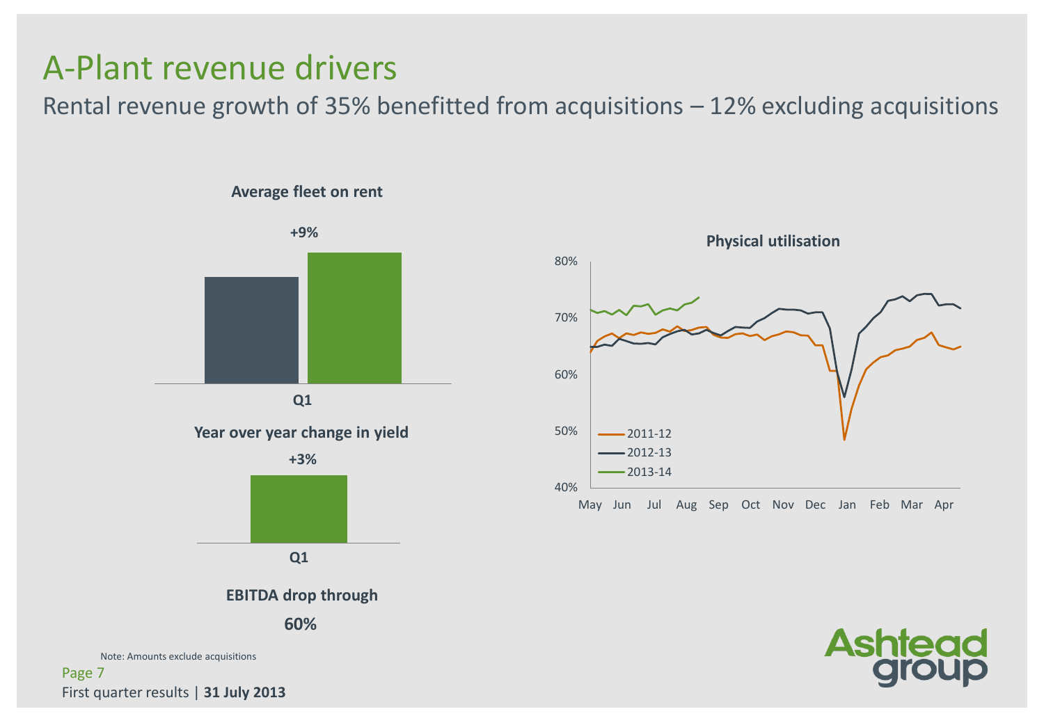# A-Plant revenue drivers

Rental revenue growth of 35% benefitted from acquisitions – 12% excluding acquisitions

**Average fleet on rent**

+9%

Q1

**Year over year change in yield**

+3%

Q1

**EBITDA drop through**

**60%**

**Physical utilisation**

80%

70%

60%

50%

40%

May Jun Jul Aug Sep Oct Nov Dec Jan Feb Mar Apr

2011-12

2012-13

2013-14

Note: Amounts exclude acquisitions

First quarter results | **31 July 2013**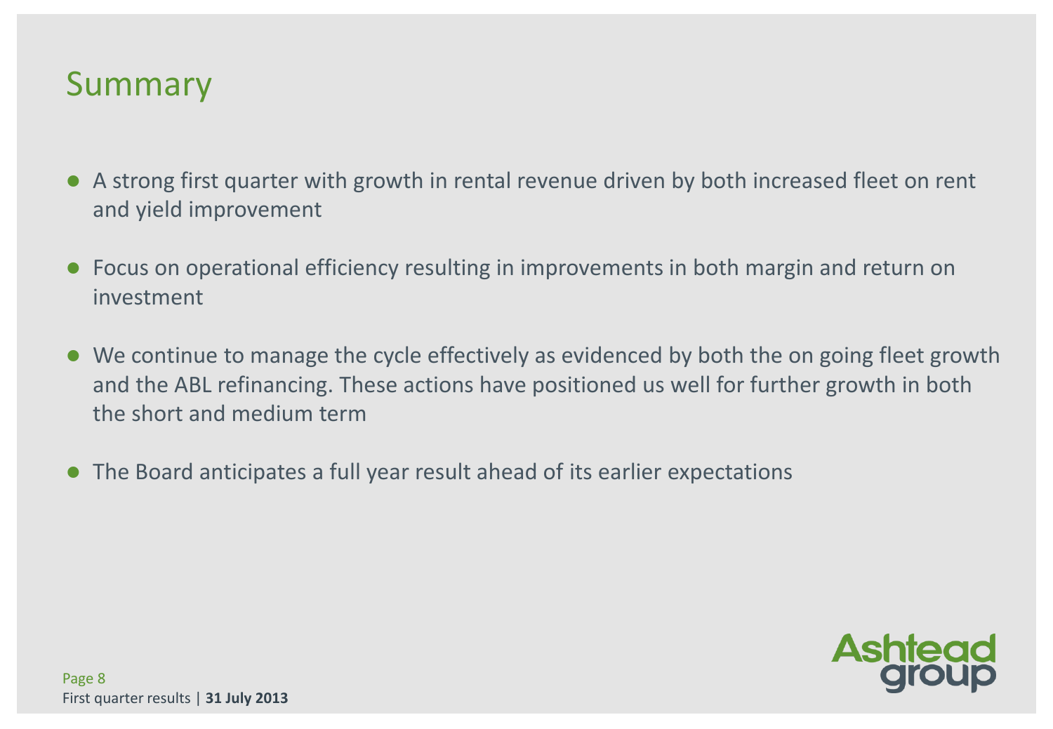# Summary

- A strong first quarter with growth in rental revenue driven by both increased fleet on rent and yield improvement
- Focus on operational efficiency resulting in improvements in both margin and return on investment
- We continue to manage the cycle effectively as evidenced by both the on going fleet growth and the ABL refinancing. These actions have positioned us well for further growth in both the short and medium term
- The Board anticipates a full year result ahead of its earlier expectations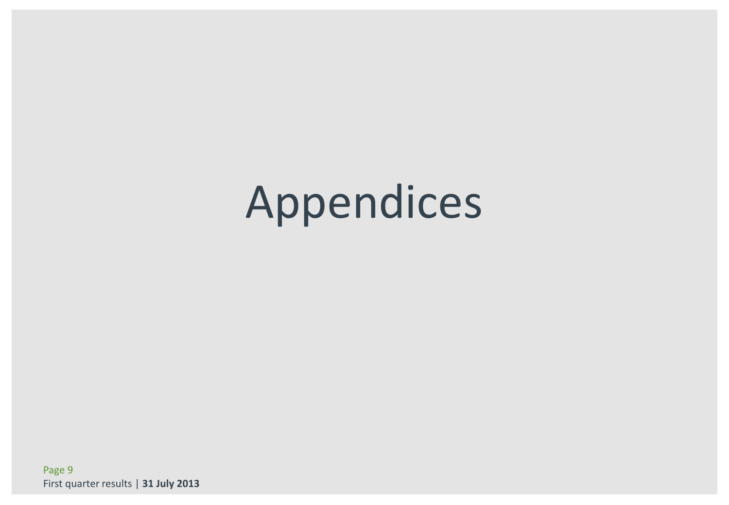# Appendices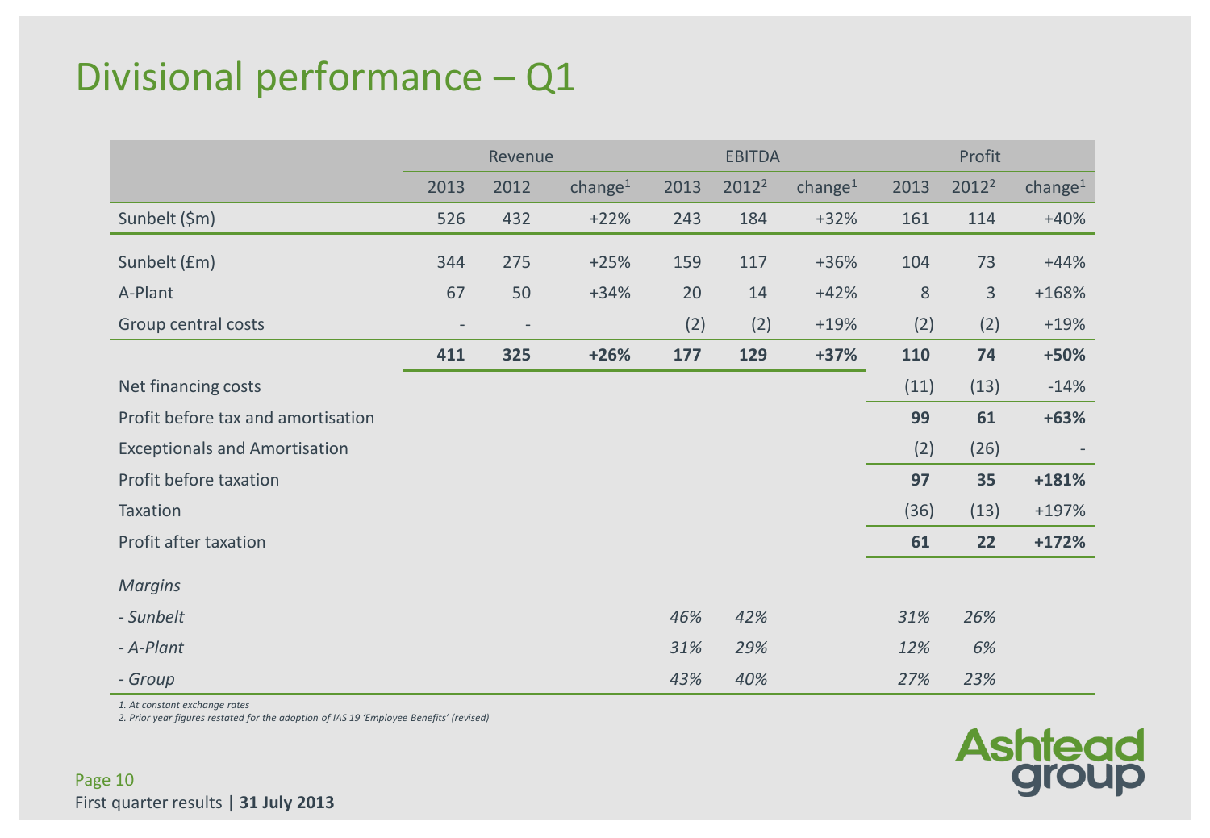# Divisional performance – Q1

| | Revenue | | | EBITDA | | | Profit | | |
|---|---|---|---|---|---|---|---|---|---|
| | 2013 | 2012 | change[1] | 2013 | 2012[2] | change[1] | 2013 | 2012[2] | change[1] |
| Sunbelt ($m) | 526 | 432 | +22% | 243 | 184 | +32% | 161 | 114 | +40% |
| Sunbelt (£m) | 344 | 275 | +25% | 159 | 117 | +36% | 104 | 73 | +44% |
| A-Plant | 67 | 50 | +34% | 20 | 14 | +42% | 8 | 3 | +168% |
| Group central costs | - | - | | (2) | (2) | +19% | (2) | (2) | +19% |
| | **411** | **325** | **+26%** | **177** | **129** | **+37%** | **110** | **74** | **+50%** |
| Net financing costs | | | | | | | (11) | (13) | -14% |
| Profit before tax and amortisation | | | | | | | **99** | **61** | **+63%** |
| Exceptionals and Amortisation | | | | | | | (2) | (26) | - |
| Profit before taxation | | | | | | | **97** | **35** | **+181%** |
| Taxation | | | | | | | (36) | (13) | +197% |
| Profit after taxation | | | | | | | **61** | **22** | **+172%** |
| *Margins* | | | | | | | | | |
| *- Sunbelt* | | | | *46%* | *42%* | | *31%* | *26%* | |
| *- A-Plant* | | | | *31%* | *29%* | | *12%* | *6%* | |
| *- Group* | | | | *43%* | *40%* | | *27%* | *23%* | |

*1. At constant exchange rates*

*2. Prior year figures restated for the adoption of IAS 19 'Employee Benefits' (revised)*

First quarter results | **31 July 2013**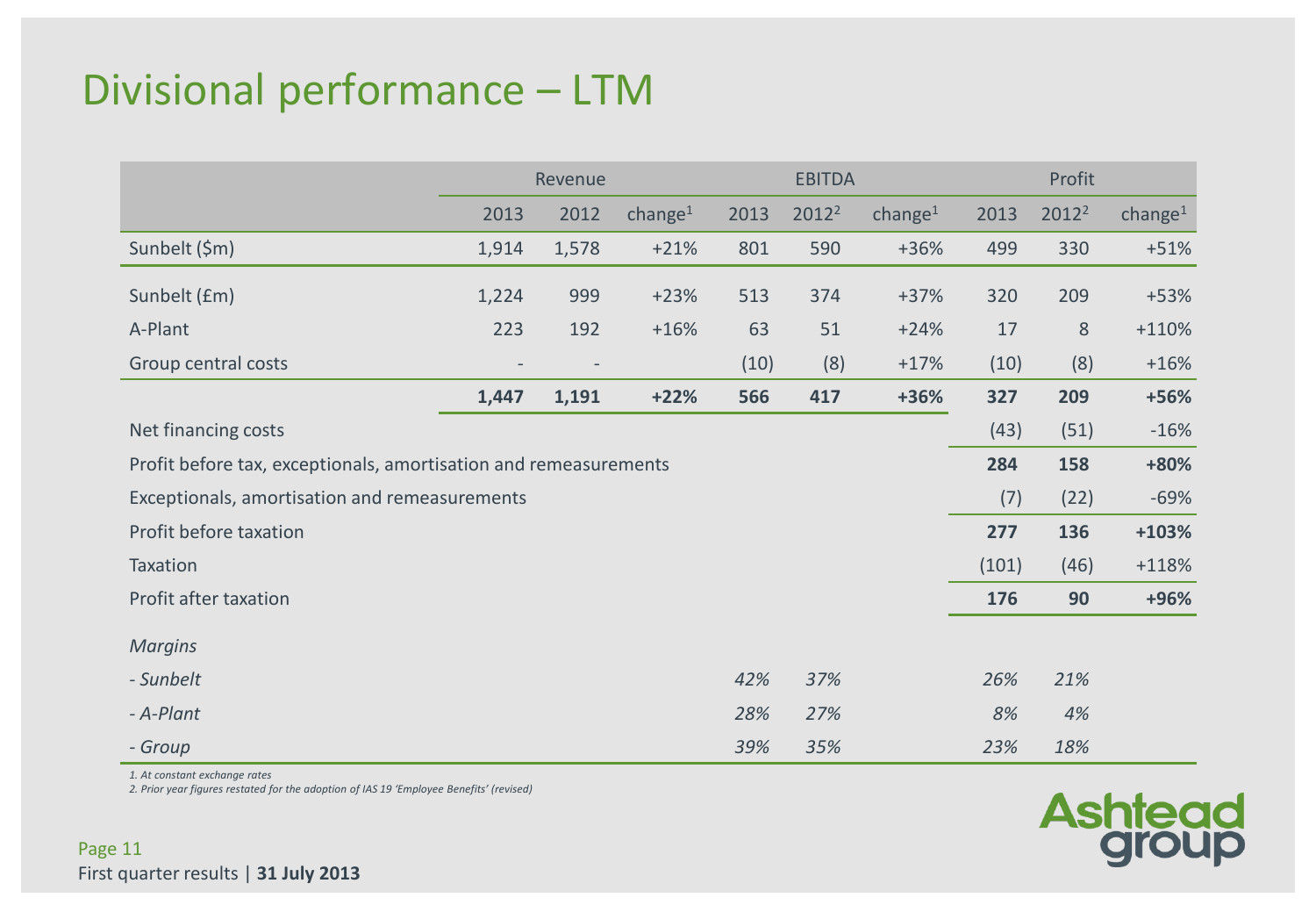# Divisional performance – LTM

| | Revenue | | | EBITDA | | | Profit | | |
|---|---|---|---|---|---|---|---|---|---|
| | 2013 | 2012 | change[1] | 2013 | 2012[2] | change[1] | 2013 | 2012[2] | change[1] |
| Sunbelt ($m) | 1,914 | 1,578 | +21% | 801 | 590 | +36% | 499 | 330 | +51% |
| Sunbelt (£m) | 1,224 | 999 | +23% | 513 | 374 | +37% | 320 | 209 | +53% |
| A-Plant | 223 | 192 | +16% | 63 | 51 | +24% | 17 | 8 | +110% |
| Group central costs | - | - | | (10) | (8) | +17% | (10) | (8) | +16% |
| | **1,447** | **1,191** | **+22%** | **566** | **417** | **+36%** | **327** | **209** | **+56%** |
| Net financing costs | | | | | | | (43) | (51) | -16% |
| Profit before tax, exceptionals, amortisation and remeasurements | | | | | | | **284** | **158** | **+80%** |
| Exceptionals, amortisation and remeasurements | | | | | | | (7) | (22) | -69% |
| Profit before taxation | | | | | | | **277** | **136** | **+103%** |
| Taxation | | | | | | | (101) | (46) | +118% |
| Profit after taxation | | | | | | | **176** | **90** | **+96%** |
| *Margins* | | | | | | | | | |
| *- Sunbelt* | | | | *42%* | *37%* | | *26%* | *21%* | |
| *- A-Plant* | | | | *28%* | *27%* | | *8%* | *4%* | |
| *- Group* | | | | *39%* | *35%* | | *23%* | *18%* | |

*1. At constant exchange rates*
*2. Prior year figures restated for the adoption of IAS 19 'Employee Benefits' (revised)*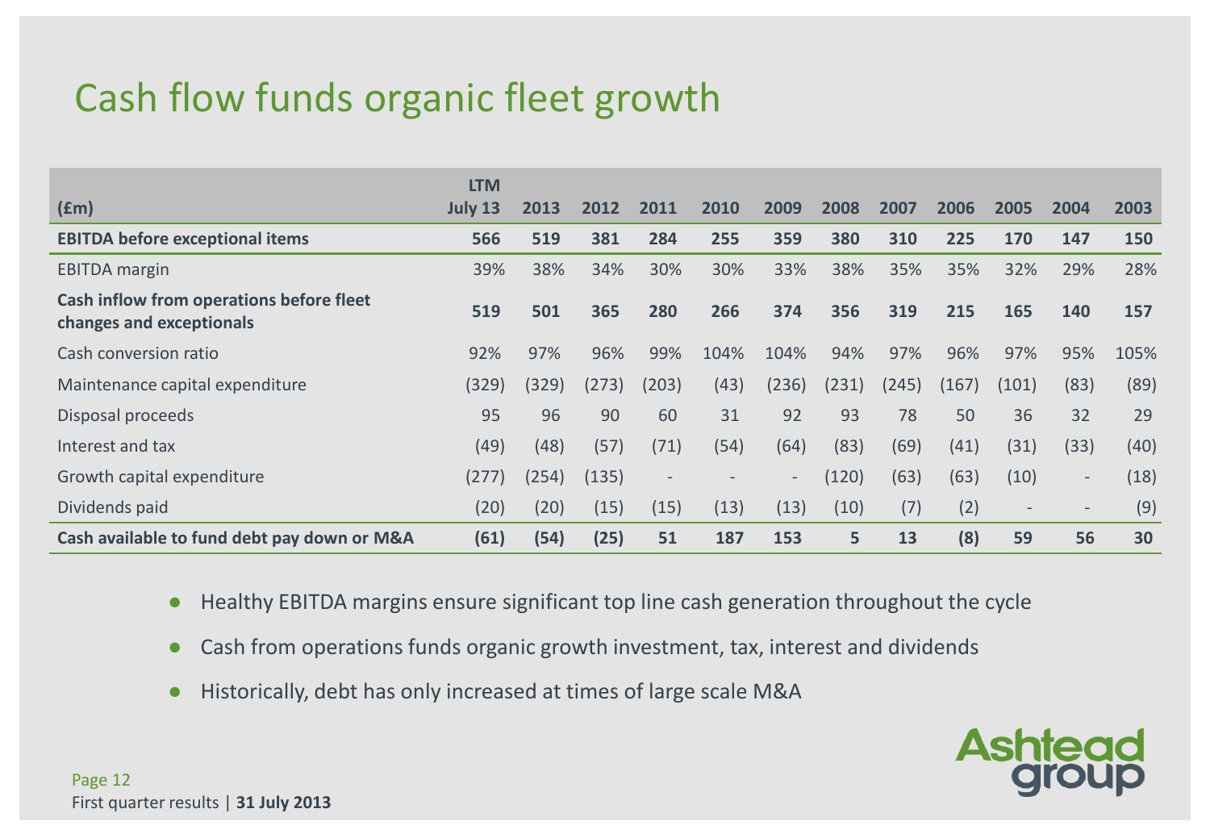# Cash flow funds organic fleet growth

| (£m) | LTM July 13 | 2013 | 2012 | 2011 | 2010 | 2009 | 2008 | 2007 | 2006 | 2005 | 2004 | 2003 |
|---|---|---|---|---|---|---|---|---|---|---|---|---|
| **EBITDA before exceptional items** | **566** | **519** | **381** | **284** | **255** | **359** | **380** | **310** | **225** | **170** | **147** | **150** |
| EBITDA margin | 39% | 38% | 34% | 30% | 30% | 33% | 38% | 35% | 35% | 32% | 29% | 28% |
| **Cash inflow from operations before fleet changes and exceptionals** | **519** | **501** | **365** | **280** | **266** | **374** | **356** | **319** | **215** | **165** | **140** | **157** |
| Cash conversion ratio | 92% | 97% | 96% | 99% | 104% | 104% | 94% | 97% | 96% | 97% | 95% | 105% |
| Maintenance capital expenditure | (329) | (329) | (273) | (203) | (43) | (236) | (231) | (245) | (167) | (101) | (83) | (89) |
| Disposal proceeds | 95 | 96 | 90 | 60 | 31 | 92 | 93 | 78 | 50 | 36 | 32 | 29 |
| Interest and tax | (49) | (48) | (57) | (71) | (54) | (64) | (83) | (69) | (41) | (31) | (33) | (40) |
| Growth capital expenditure | (277) | (254) | (135) | - | - | - | (120) | (63) | (63) | (10) | - | (18) |
| Dividends paid | (20) | (20) | (15) | (15) | (13) | (13) | (10) | (7) | (2) | - | - | (9) |
| **Cash available to fund debt pay down or M&A** | **(61)** | **(54)** | **(25)** | **51** | **187** | **153** | **5** | **13** | **(8)** | **59** | **56** | **30** |

- Healthy EBITDA margins ensure significant top line cash generation throughout the cycle
- Cash from operations funds organic growth investment, tax, interest and dividends
- Historically, debt has only increased at times of large scale M&A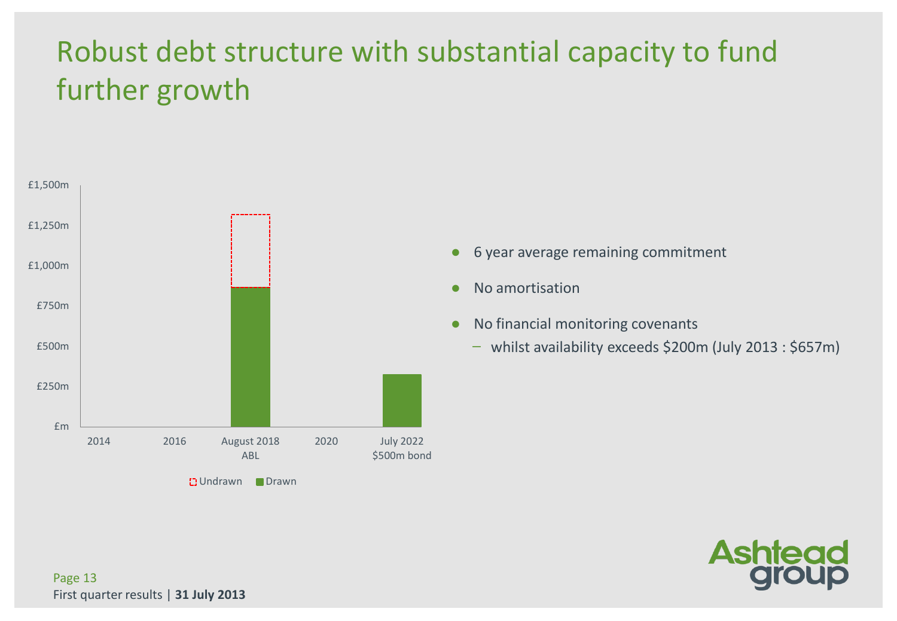# Robust debt structure with substantial capacity to fund further growth

£1,500m
£1,250m
£1,000m
£750m
£500m
£250m
£m

2014 | 2016 | August 2018 ABL | 2020 | July 2022 $500m bond

Undrawn | Drawn

- 6 year average remaining commitment
- No amortisation
- No financial monitoring covenants
  - whilst availability exceeds $200m (July 2013 : $657m)

First quarter results | **31 July 2013**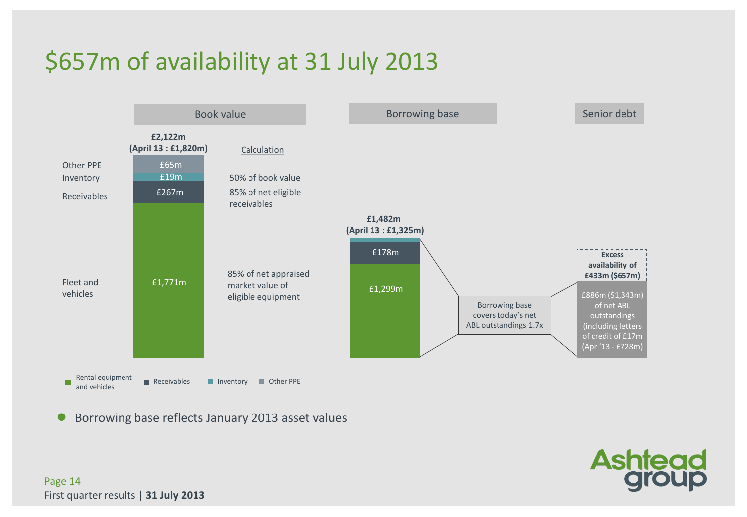# $657m of availability at 31 July 2013

| | Book value £2,122m (April 13 : £1,820m) | Calculation |
|---|---|---|
| Other PPE | £65m | 50% of book value |
| Inventory | £19m | |
| Receivables | £267m | 85% of net eligible receivables |
| Fleet and vehicles | £1,771m | 85% of net appraised market value of eligible equipment |

**Borrowing base**

£1,482m (April 13 : £1,325m)

- £178m
- £1,299m

Borrowing base covers today's net ABL outstandings 1.7x

**Senior debt**

**Excess availability of £433m ($657m)**

£886m ($1,343m) of net ABL outstandings (including letters of credit of £17m (Apr '13 - £728m)

Rental equipment and vehicles | Receivables | Inventory | Other PPE

- Borrowing base reflects January 2013 asset values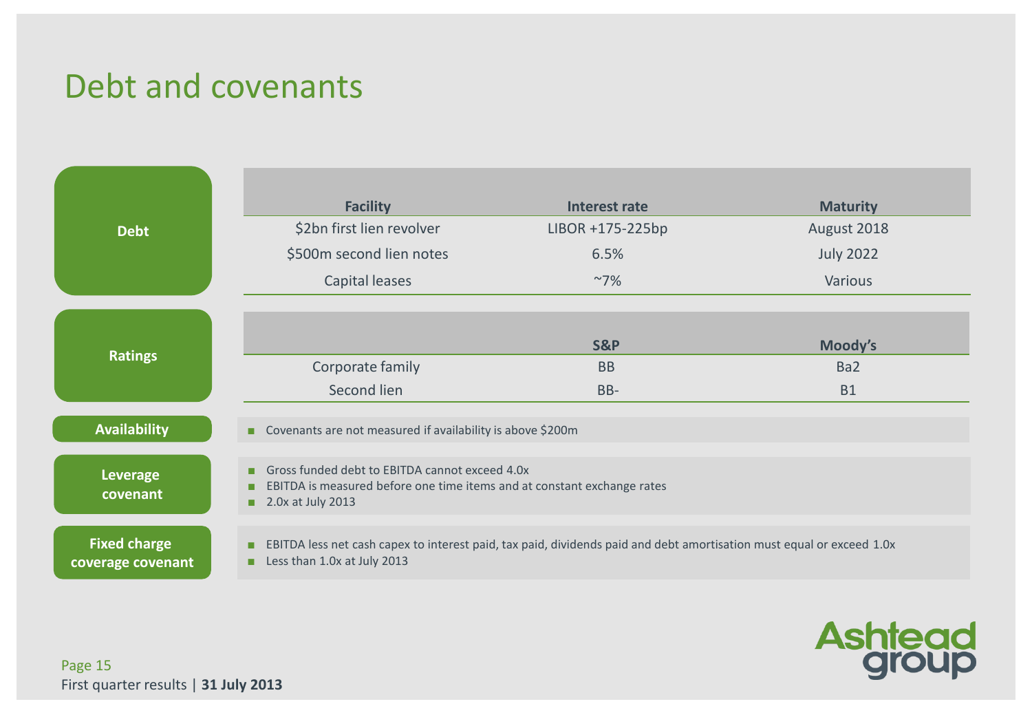# Debt and covenants

**Debt**

| Facility | Interest rate | Maturity |
|---|---|---|
| $2bn first lien revolver | LIBOR +175-225bp | August 2018 |
| $500m second lien notes | 6.5% | July 2022 |
| Capital leases | ~7% | Various |

**Ratings**

| | S&P | Moody's |
|---|---|---|
| Corporate family | BB | Ba2 |
| Second lien | BB- | B1 |

**Availability**

- Covenants are not measured if availability is above $200m

**Leverage covenant**

- Gross funded debt to EBITDA cannot exceed 4.0x
- EBITDA is measured before one time items and at constant exchange rates
- 2.0x at July 2013

**Fixed charge coverage covenant**

- EBITDA less net cash capex to interest paid, tax paid, dividends paid and debt amortisation must equal or exceed 1.0x
- Less than 1.0x at July 2013